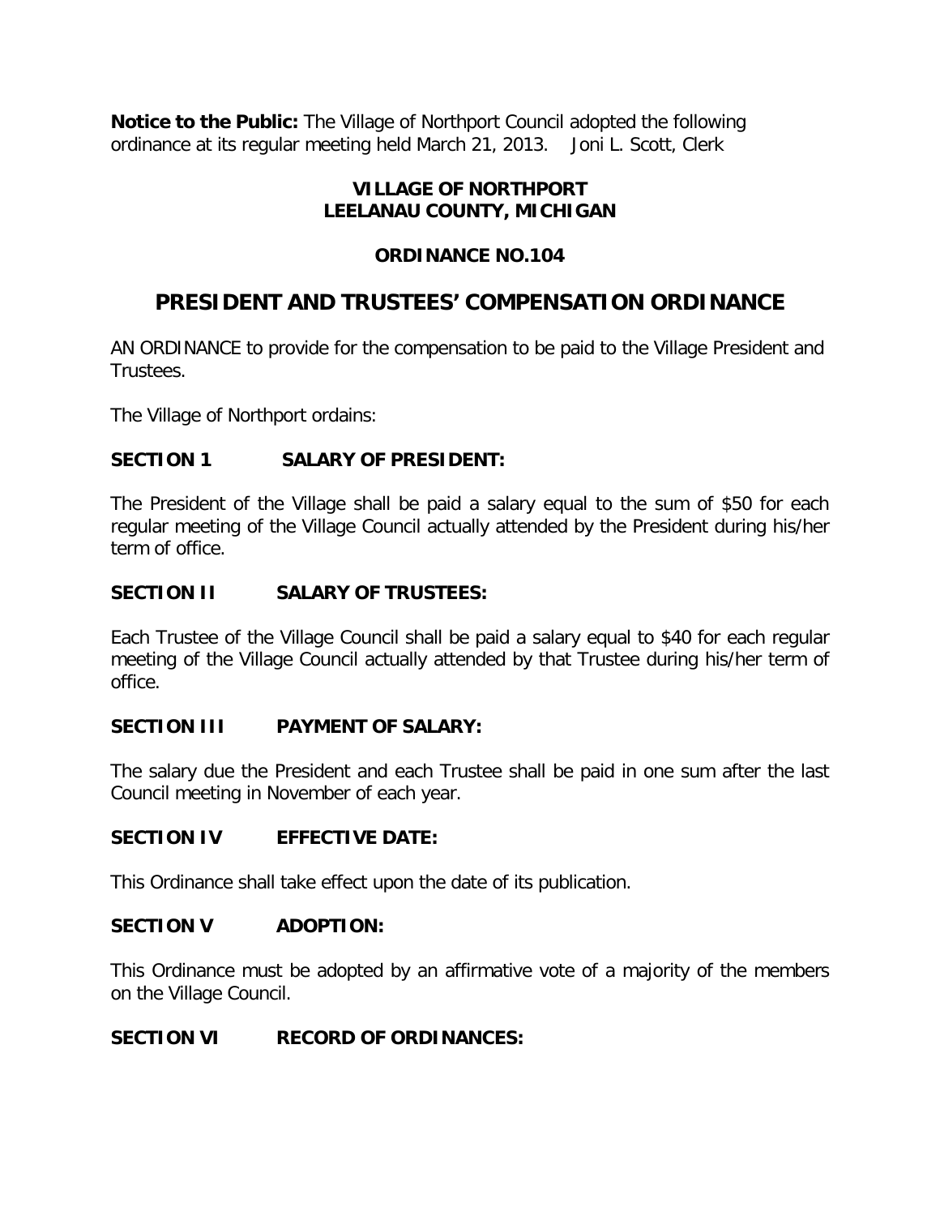**Notice to the Public:** The Village of Northport Council adopted the following ordinance at its regular meeting held March 21, 2013. Joni L. Scott, Clerk

**VILLAGE OF NORTHPORT**
**LEELANAU COUNTY, MICHIGAN**

**ORDINANCE NO.104**

# PRESIDENT AND TRUSTEES' COMPENSATION ORDINANCE

AN ORDINANCE to provide for the compensation to be paid to the Village President and Trustees.

The Village of Northport ordains:

**SECTION 1 SALARY OF PRESIDENT:**

The President of the Village shall be paid a salary equal to the sum of $50 for each regular meeting of the Village Council actually attended by the President during his/her term of office.

**SECTION II SALARY OF TRUSTEES:**

Each Trustee of the Village Council shall be paid a salary equal to $40 for each regular meeting of the Village Council actually attended by that Trustee during his/her term of office.

**SECTION III PAYMENT OF SALARY:**

The salary due the President and each Trustee shall be paid in one sum after the last Council meeting in November of each year.

**SECTION IV EFFECTIVE DATE:**

This Ordinance shall take effect upon the date of its publication.

**SECTION V ADOPTION:**

This Ordinance must be adopted by an affirmative vote of a majority of the members on the Village Council.

**SECTION VI RECORD OF ORDINANCES:**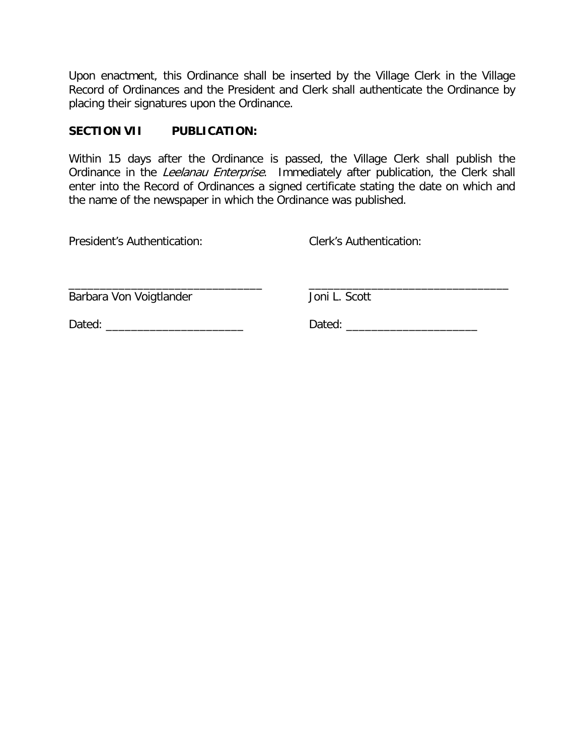Upon enactment, this Ordinance shall be inserted by the Village Clerk in the Village Record of Ordinances and the President and Clerk shall authenticate the Ordinance by placing their signatures upon the Ordinance.

**SECTION VII PUBLICATION:**

Within 15 days after the Ordinance is passed, the Village Clerk shall publish the Ordinance in the *Leelanau Enterprise*. Immediately after publication, the Clerk shall enter into the Record of Ordinances a signed certificate stating the date on which and the name of the newspaper in which the Ordinance was published.

President's Authentication:

_______________________________
Barbara Von Voigtlander

Dated: ______________________

Clerk's Authentication:

________________________________
Joni L. Scott

Dated: _____________________